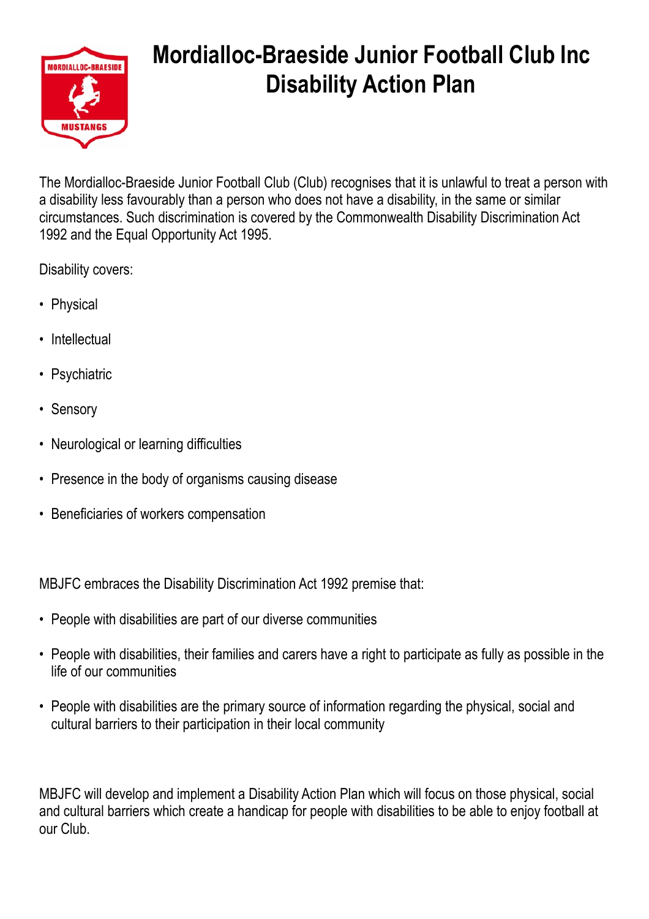# Mordialloc-Braeside Junior Football Club Inc Disability Action Plan

The Mordialloc-Braeside Junior Football Club (Club) recognises that it is unlawful to treat a person with a disability less favourably than a person who does not have a disability, in the same or similar circumstances. Such discrimination is covered by the Commonwealth Disability Discrimination Act 1992 and the Equal Opportunity Act 1995.

Disability covers:

- Physical
- Intellectual
- Psychiatric
- Sensory
- Neurological or learning difficulties
- Presence in the body of organisms causing disease
- Beneficiaries of workers compensation

MBJFC embraces the Disability Discrimination Act 1992 premise that:

- People with disabilities are part of our diverse communities
- People with disabilities, their families and carers have a right to participate as fully as possible in the life of our communities
- People with disabilities are the primary source of information regarding the physical, social and cultural barriers to their participation in their local community

MBJFC will develop and implement a Disability Action Plan which will focus on those physical, social and cultural barriers which create a handicap for people with disabilities to be able to enjoy football at our Club.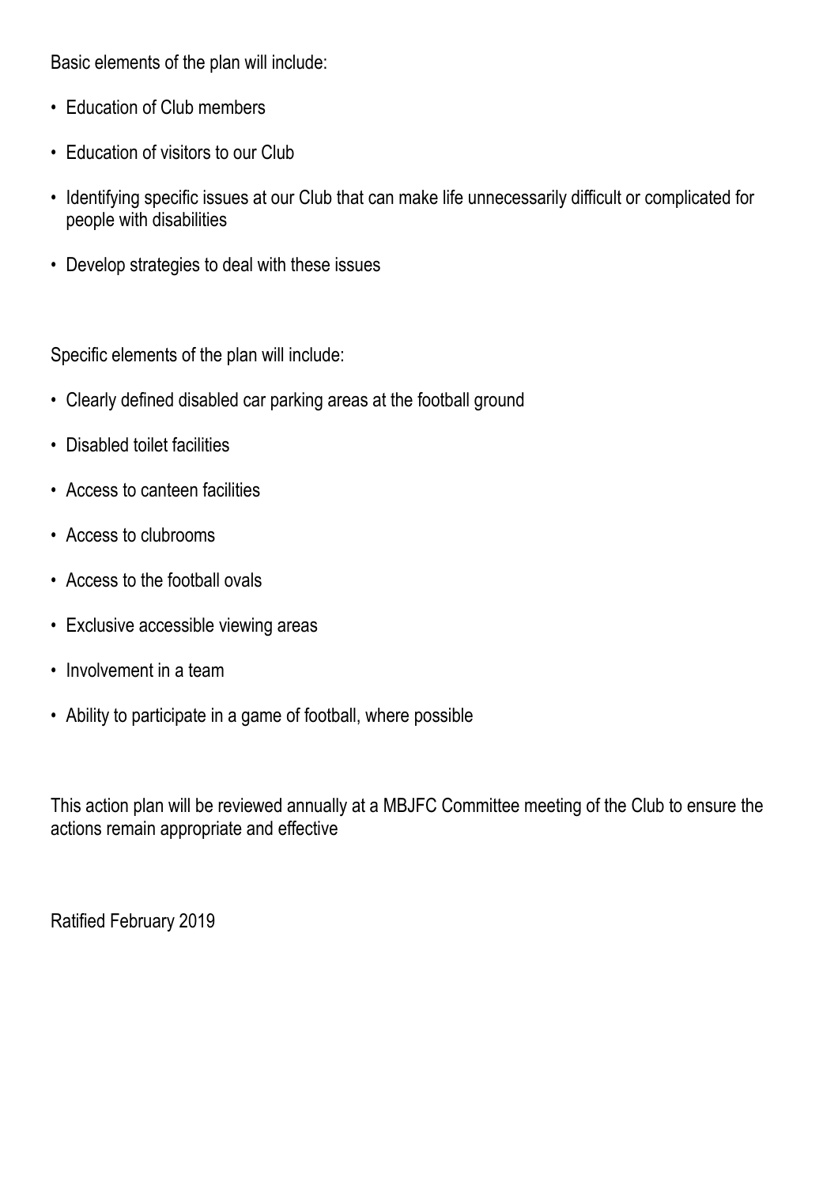Basic elements of the plan will include:

- Education of Club members
- Education of visitors to our Club
- Identifying specific issues at our Club that can make life unnecessarily difficult or complicated for people with disabilities
- Develop strategies to deal with these issues

Specific elements of the plan will include:

- Clearly defined disabled car parking areas at the football ground
- Disabled toilet facilities
- Access to canteen facilities
- Access to clubrooms
- Access to the football ovals
- Exclusive accessible viewing areas
- Involvement in a team
- Ability to participate in a game of football, where possible

This action plan will be reviewed annually at a MBJFC Committee meeting of the Club to ensure the actions remain appropriate and effective

Ratified February 2019